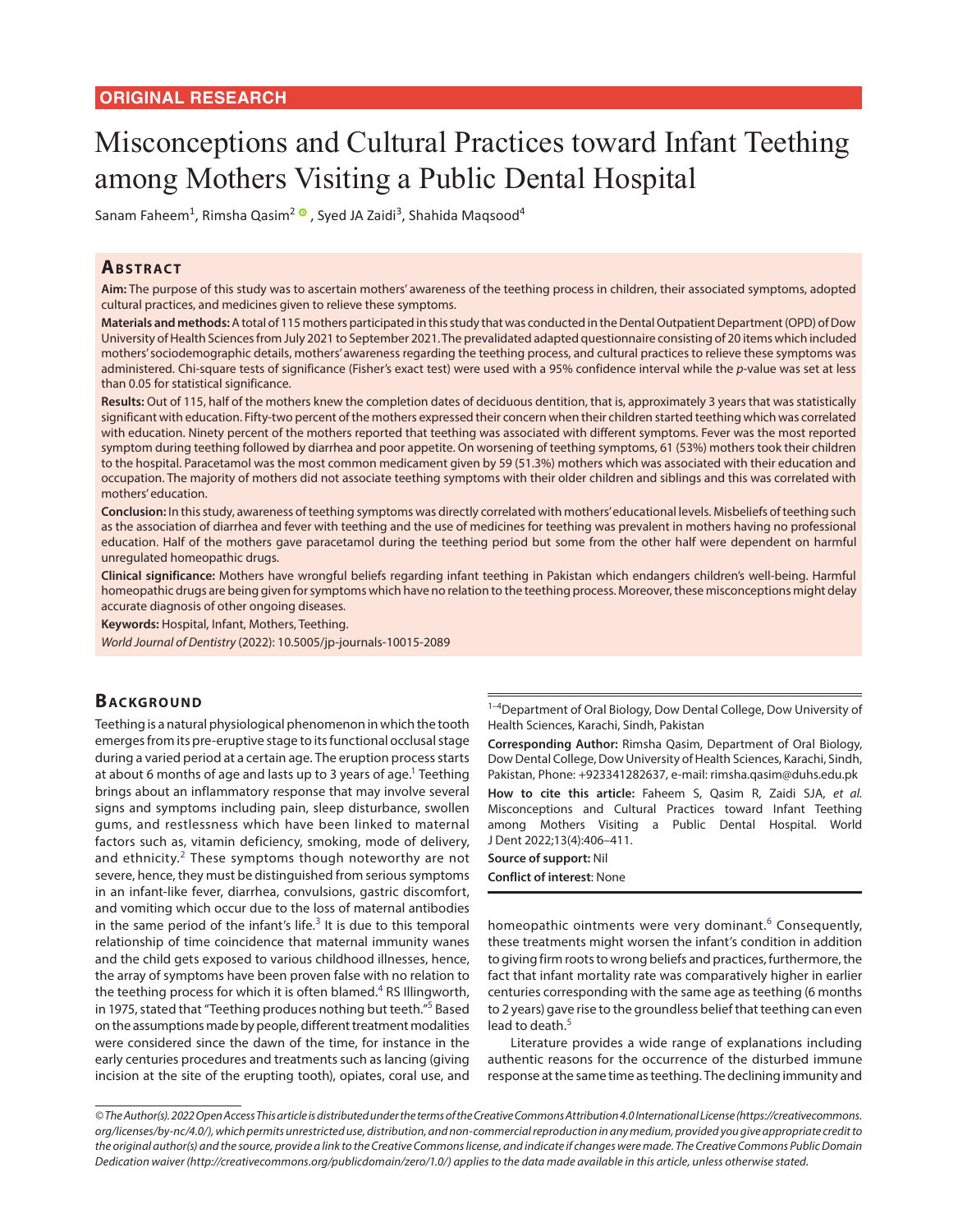ORIGINAL RESEARCH

# Misconceptions and Cultural Practices toward Infant Teething among Mothers Visiting a Public Dental Hospital

Sanam Faheem[1], Rimsha Qasim[2], Syed JA Zaidi[3], Shahida Maqsood[4]

## Abstract

**Aim:** The purpose of this study was to ascertain mothers' awareness of the teething process in children, their associated symptoms, adopted cultural practices, and medicines given to relieve these symptoms.

**Materials and methods:** A total of 115 mothers participated in this study that was conducted in the Dental Outpatient Department (OPD) of Dow University of Health Sciences from July 2021 to September 2021. The prevalidated adapted questionnaire consisting of 20 items which included mothers' sociodemographic details, mothers' awareness regarding the teething process, and cultural practices to relieve these symptoms was administered. Chi-square tests of significance (Fisher's exact test) were used with a 95% confidence interval while the *p*-value was set at less than 0.05 for statistical significance.

**Results:** Out of 115, half of the mothers knew the completion dates of deciduous dentition, that is, approximately 3 years that was statistically significant with education. Fifty-two percent of the mothers expressed their concern when their children started teething which was correlated with education. Ninety percent of the mothers reported that teething was associated with different symptoms. Fever was the most reported symptom during teething followed by diarrhea and poor appetite. On worsening of teething symptoms, 61 (53%) mothers took their children to the hospital. Paracetamol was the most common medicament given by 59 (51.3%) mothers which was associated with their education and occupation. The majority of mothers did not associate teething symptoms with their older children and siblings and this was correlated with mothers' education.

**Conclusion:** In this study, awareness of teething symptoms was directly correlated with mothers' educational levels. Misbeliefs of teething such as the association of diarrhea and fever with teething and the use of medicines for teething was prevalent in mothers having no professional education. Half of the mothers gave paracetamol during the teething period but some from the other half were dependent on harmful unregulated homeopathic drugs.

**Clinical significance:** Mothers have wrongful beliefs regarding infant teething in Pakistan which endangers children's well-being. Harmful homeopathic drugs are being given for symptoms which have no relation to the teething process. Moreover, these misconceptions might delay accurate diagnosis of other ongoing diseases.

**Keywords:** Hospital, Infant, Mothers, Teething.

*World Journal of Dentistry* (2022): 10.5005/jp-journals-10015-2089

## Background

Teething is a natural physiological phenomenon in which the tooth emerges from its pre-eruptive stage to its functional occlusal stage during a varied period at a certain age. The eruption process starts at about 6 months of age and lasts up to 3 years of age.[1] Teething brings about an inflammatory response that may involve several signs and symptoms including pain, sleep disturbance, swollen gums, and restlessness which have been linked to maternal factors such as, vitamin deficiency, smoking, mode of delivery, and ethnicity.[2] These symptoms though noteworthy are not severe, hence, they must be distinguished from serious symptoms in an infant-like fever, diarrhea, convulsions, gastric discomfort, and vomiting which occur due to the loss of maternal antibodies in the same period of the infant's life.[3] It is due to this temporal relationship of time coincidence that maternal immunity wanes and the child gets exposed to various childhood illnesses, hence, the array of symptoms have been proven false with no relation to the teething process for which it is often blamed.[4] RS Illingworth, in 1975, stated that "Teething produces nothing but teeth."[5] Based on the assumptions made by people, different treatment modalities were considered since the dawn of the time, for instance in the early centuries procedures and treatments such as lancing (giving incision at the site of the erupting tooth), opiates, coral use, and homeopathic ointments were very dominant.[6] Consequently, these treatments might worsen the infant's condition in addition to giving firm roots to wrong beliefs and practices, furthermore, the fact that infant mortality rate was comparatively higher in earlier centuries corresponding with the same age as teething (6 months to 2 years) gave rise to the groundless belief that teething can even lead to death.[5]

Literature provides a wide range of explanations including authentic reasons for the occurrence of the disturbed immune response at the same time as teething. The declining immunity and

[1–4]Department of Oral Biology, Dow Dental College, Dow University of Health Sciences, Karachi, Sindh, Pakistan

**Corresponding Author:** Rimsha Qasim, Department of Oral Biology, Dow Dental College, Dow University of Health Sciences, Karachi, Sindh, Pakistan, Phone: +923341282637, e-mail: rimsha.qasim@duhs.edu.pk

**How to cite this article:** Faheem S, Qasim R, Zaidi SJA, *et al.* Misconceptions and Cultural Practices toward Infant Teething among Mothers Visiting a Public Dental Hospital. World J Dent 2022;13(4):406–411.

**Source of support:** Nil

**Conflict of interest**: None

*© The Author(s). 2022 Open Access This article is distributed under the terms of the Creative Commons Attribution 4.0 International License (https://creativecommons.org/licenses/by-nc/4.0/), which permits unrestricted use, distribution, and non-commercial reproduction in any medium, provided you give appropriate credit to the original author(s) and the source, provide a link to the Creative Commons license, and indicate if changes were made. The Creative Commons Public Domain Dedication waiver (http://creativecommons.org/publicdomain/zero/1.0/) applies to the data made available in this article, unless otherwise stated.*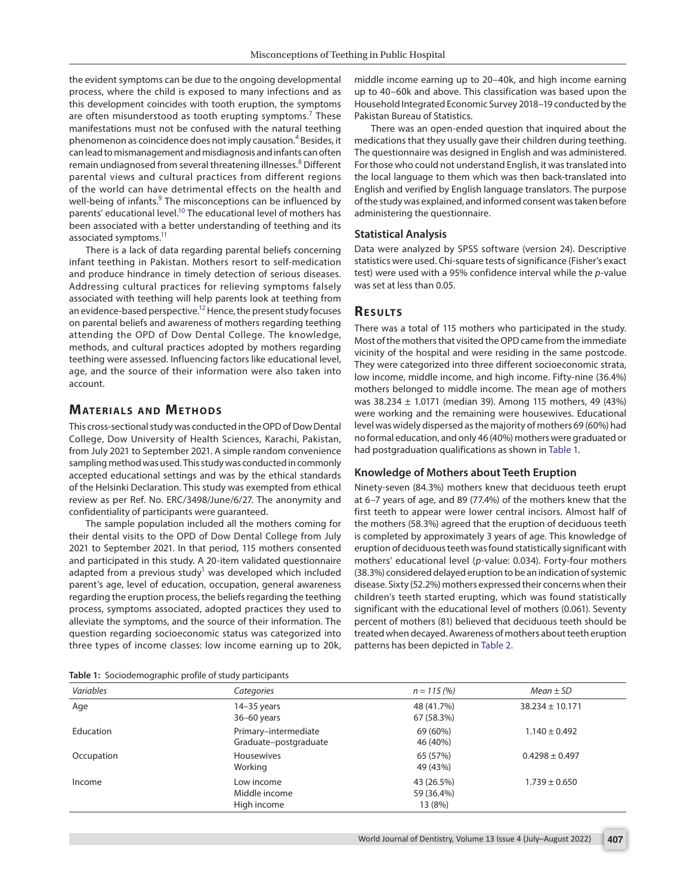the evident symptoms can be due to the ongoing developmental process, where the child is exposed to many infections and as this development coincides with tooth eruption, the symptoms are often misunderstood as tooth erupting symptoms.[7] These manifestations must not be confused with the natural teething phenomenon as coincidence does not imply causation.[4] Besides, it can lead to mismanagement and misdiagnosis and infants can often remain undiagnosed from several threatening illnesses.[8] Different parental views and cultural practices from different regions of the world can have detrimental effects on the health and well-being of infants.[9] The misconceptions can be influenced by parents' educational level.[10] The educational level of mothers has been associated with a better understanding of teething and its associated symptoms.[11]

There is a lack of data regarding parental beliefs concerning infant teething in Pakistan. Mothers resort to self-medication and produce hindrance in timely detection of serious diseases. Addressing cultural practices for relieving symptoms falsely associated with teething will help parents look at teething from an evidence-based perspective.[12] Hence, the present study focuses on parental beliefs and awareness of mothers regarding teething attending the OPD of Dow Dental College. The knowledge, methods, and cultural practices adopted by mothers regarding teething were assessed. Influencing factors like educational level, age, and the source of their information were also taken into account.

## Materials and Methods

This cross-sectional study was conducted in the OPD of Dow Dental College, Dow University of Health Sciences, Karachi, Pakistan, from July 2021 to September 2021. A simple random convenience sampling method was used. This study was conducted in commonly accepted educational settings and was by the ethical standards of the Helsinki Declaration. This study was exempted from ethical review as per Ref. No. ERC/3498/June/6/27. The anonymity and confidentiality of participants were guaranteed.

The sample population included all the mothers coming for their dental visits to the OPD of Dow Dental College from July 2021 to September 2021. In that period, 115 mothers consented and participated in this study. A 20-item validated questionnaire adapted from a previous study[1] was developed which included parent's age, level of education, occupation, general awareness regarding the eruption process, the beliefs regarding the teething process, symptoms associated, adopted practices they used to alleviate the symptoms, and the source of their information. The question regarding socioeconomic status was categorized into three types of income classes: low income earning up to 20k, middle income earning up to 20–40k, and high income earning up to 40–60k and above. This classification was based upon the Household Integrated Economic Survey 2018–19 conducted by the Pakistan Bureau of Statistics.

There was an open-ended question that inquired about the medications that they usually gave their children during teething. The questionnaire was designed in English and was administered. For those who could not understand English, it was translated into the local language to them which was then back-translated into English and verified by English language translators. The purpose of the study was explained, and informed consent was taken before administering the questionnaire.

### Statistical Analysis

Data were analyzed by SPSS software (version 24). Descriptive statistics were used. Chi-square tests of significance (Fisher's exact test) were used with a 95% confidence interval while the *p*-value was set at less than 0.05.

## Results

There was a total of 115 mothers who participated in the study. Most of the mothers that visited the OPD came from the immediate vicinity of the hospital and were residing in the same postcode. They were categorized into three different socioeconomic strata, low income, middle income, and high income. Fifty-nine (36.4%) mothers belonged to middle income. The mean age of mothers was 38.234 ± 1.0171 (median 39). Among 115 mothers, 49 (43%) were working and the remaining were housewives. Educational level was widely dispersed as the majority of mothers 69 (60%) had no formal education, and only 46 (40%) mothers were graduated or had postgraduation qualifications as shown in Table 1.

### Knowledge of Mothers about Teeth Eruption

Ninety-seven (84.3%) mothers knew that deciduous teeth erupt at 6–7 years of age, and 89 (77.4%) of the mothers knew that the first teeth to appear were lower central incisors. Almost half of the mothers (58.3%) agreed that the eruption of deciduous teeth is completed by approximately 3 years of age. This knowledge of eruption of deciduous teeth was found statistically significant with mothers' educational level (*p*-value: 0.034). Forty-four mothers (38.3%) considered delayed eruption to be an indication of systemic disease. Sixty (52.2%) mothers expressed their concerns when their children's teeth started erupting, which was found statistically significant with the educational level of mothers (0.061). Seventy percent of mothers (81) believed that deciduous teeth should be treated when decayed. Awareness of mothers about teeth eruption patterns has been depicted in Table 2.

**Table 1:** Sociodemographic profile of study participants

| *Variables* | *Categories* | *n = 115 (%)* | *Mean ± SD* |
|---|---|---|---|
| Age | 14–35 years<br>36–60 years | 48 (41.7%)<br>67 (58.3%) | 38.234 ± 10.171 |
| Education | Primary–intermediate<br>Graduate–postgraduate | 69 (60%)<br>46 (40%) | 1.140 ± 0.492 |
| Occupation | Housewives<br>Working | 65 (57%)<br>49 (43%) | 0.4298 ± 0.497 |
| Income | Low income<br>Middle income<br>High income | 43 (26.5%)<br>59 (36.4%)<br>13 (8%) | 1.739 ± 0.650 |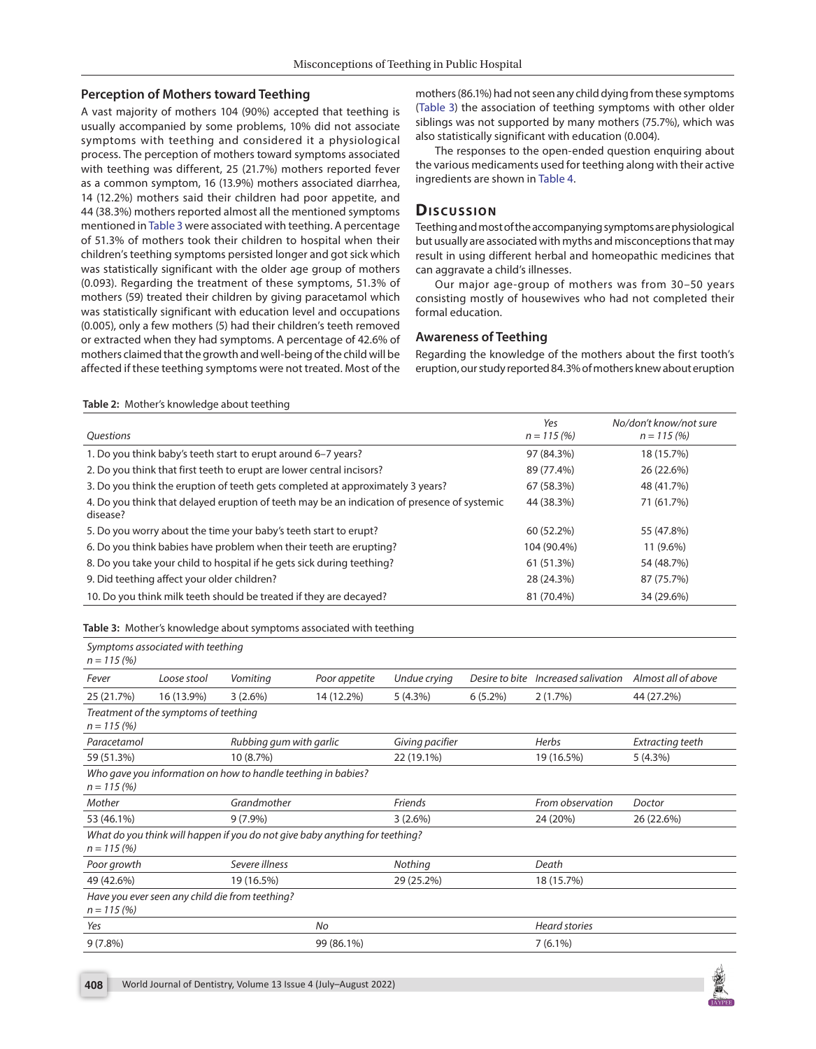### Perception of Mothers toward Teething

A vast majority of mothers 104 (90%) accepted that teething is usually accompanied by some problems, 10% did not associate symptoms with teething and considered it a physiological process. The perception of mothers toward symptoms associated with teething was different, 25 (21.7%) mothers reported fever as a common symptom, 16 (13.9%) mothers associated diarrhea, 14 (12.2%) mothers said their children had poor appetite, and 44 (38.3%) mothers reported almost all the mentioned symptoms mentioned in Table 3 were associated with teething. A percentage of 51.3% of mothers took their children to hospital when their children's teething symptoms persisted longer and got sick which was statistically significant with the older age group of mothers (0.093). Regarding the treatment of these symptoms, 51.3% of mothers (59) treated their children by giving paracetamol which was statistically significant with education level and occupations (0.005), only a few mothers (5) had their children's teeth removed or extracted when they had symptoms. A percentage of 42.6% of mothers claimed that the growth and well-being of the child will be affected if these teething symptoms were not treated. Most of the mothers (86.1%) had not seen any child dying from these symptoms (Table 3) the association of teething symptoms with other older siblings was not supported by many mothers (75.7%), which was also statistically significant with education (0.004).

The responses to the open-ended question enquiring about the various medicaments used for teething along with their active ingredients are shown in Table 4.

## Discussion

Teething and most of the accompanying symptoms are physiological but usually are associated with myths and misconceptions that may result in using different herbal and homeopathic medicines that can aggravate a child's illnesses.

Our major age-group of mothers was from 30–50 years consisting mostly of housewives who had not completed their formal education.

### Awareness of Teething

Regarding the knowledge of the mothers about the first tooth's eruption, our study reported 84.3% of mothers knew about eruption

**Table 2:** Mother's knowledge about teething

| *Questions* | *Yes* *n = 115 (%)* | *No/don't know/not sure* *n = 115 (%)* |
|---|---|---|
| 1. Do you think baby's teeth start to erupt around 6–7 years? | 97 (84.3%) | 18 (15.7%) |
| 2. Do you think that first teeth to erupt are lower central incisors? | 89 (77.4%) | 26 (22.6%) |
| 3. Do you think the eruption of teeth gets completed at approximately 3 years? | 67 (58.3%) | 48 (41.7%) |
| 4. Do you think that delayed eruption of teeth may be an indication of presence of systemic disease? | 44 (38.3%) | 71 (61.7%) |
| 5. Do you worry about the time your baby's teeth start to erupt? | 60 (52.2%) | 55 (47.8%) |
| 6. Do you think babies have problem when their teeth are erupting? | 104 (90.4%) | 11 (9.6%) |
| 8. Do you take your child to hospital if he gets sick during teething? | 61 (51.3%) | 54 (48.7%) |
| 9. Did teething affect your older children? | 28 (24.3%) | 87 (75.7%) |
| 10. Do you think milk teeth should be treated if they are decayed? | 81 (70.4%) | 34 (29.6%) |

**Table 3:** Mother's knowledge about symptoms associated with teething

| | | | | | | | |
|---|---|---|---|---|---|---|---|
| *Symptoms associated with teething* *n = 115 (%)* | | | | | | | |
| *Fever* | *Loose stool* | *Vomiting* | *Poor appetite* | *Undue crying* | *Desire to bite* | *Increased salivation* | *Almost all of above* |
| 25 (21.7%) | 16 (13.9%) | 3 (2.6%) | 14 (12.2%) | 5 (4.3%) | 6 (5.2%) | 2 (1.7%) | 44 (27.2%) |
| *Treatment of the symptoms of teething* *n = 115 (%)* | | | | | | | |
| *Paracetamol* | | *Rubbing gum with garlic* | | *Giving pacifier* | | *Herbs* | *Extracting teeth* |
| 59 (51.3%) | | 10 (8.7%) | | 22 (19.1%) | | 19 (16.5%) | 5 (4.3%) |
| *Who gave you information on how to handle teething in babies?* *n = 115 (%)* | | | | | | | |
| *Mother* | | *Grandmother* | | *Friends* | | *From observation* | *Doctor* |
| 53 (46.1%) | | 9 (7.9%) | | 3 (2.6%) | | 24 (20%) | 26 (22.6%) |
| *What do you think will happen if you do not give baby anything for teething?* *n = 115 (%)* | | | | | | | |
| *Poor growth* | | *Severe illness* | | *Nothing* | | *Death* | |
| 49 (42.6%) | | 19 (16.5%) | | 29 (25.2%) | | 18 (15.7%) | |
| *Have you ever seen any child die from teething?* *n = 115 (%)* | | | | | | | |
| *Yes* | | | *No* | | | *Heard stories* | |
| 9 (7.8%) | | | 99 (86.1%) | | | 7 (6.1%) | |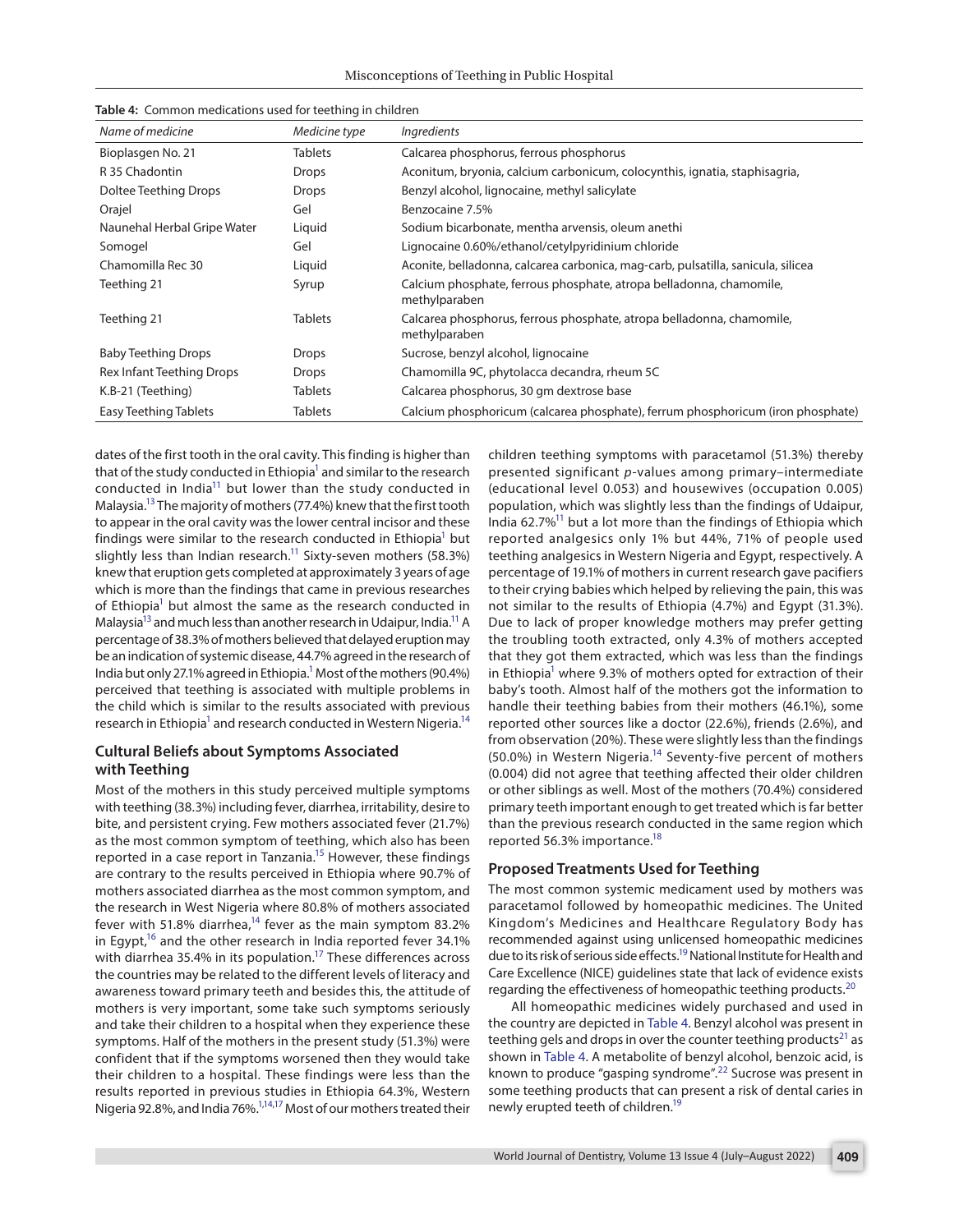**Table 4:** Common medications used for teething in children

| Name of medicine | Medicine type | Ingredients |
|---|---|---|
| Bioplasgen No. 21 | Tablets | Calcarea phosphorus, ferrous phosphorus |
| R 35 Chadontin | Drops | Aconitum, bryonia, calcium carbonicum, colocynthis, ignatia, staphisagria, |
| Doltee Teething Drops | Drops | Benzyl alcohol, lignocaine, methyl salicylate |
| Orajel | Gel | Benzocaine 7.5% |
| Naunehal Herbal Gripe Water | Liquid | Sodium bicarbonate, mentha arvensis, oleum anethi |
| Somogel | Gel | Lignocaine 0.60%/ethanol/cetylpyridinium chloride |
| Chamomilla Rec 30 | Liquid | Aconite, belladonna, calcarea carbonica, mag-carb, pulsatilla, sanicula, silicea |
| Teething 21 | Syrup | Calcium phosphate, ferrous phosphate, atropa belladonna, chamomile, methylparaben |
| Teething 21 | Tablets | Calcarea phosphorus, ferrous phosphate, atropa belladonna, chamomile, methylparaben |
| Baby Teething Drops | Drops | Sucrose, benzyl alcohol, lignocaine |
| Rex Infant Teething Drops | Drops | Chamomilla 9C, phytolacca decandra, rheum 5C |
| K.B-21 (Teething) | Tablets | Calcarea phosphorus, 30 gm dextrose base |
| Easy Teething Tablets | Tablets | Calcium phosphoricum (calcarea phosphate), ferrum phosphoricum (iron phosphate) |

dates of the first tooth in the oral cavity. This finding is higher than that of the study conducted in Ethiopia[1] and similar to the research conducted in India[11] but lower than the study conducted in Malaysia.[13] The majority of mothers (77.4%) knew that the first tooth to appear in the oral cavity was the lower central incisor and these findings were similar to the research conducted in Ethiopia[1] but slightly less than Indian research.[11] Sixty-seven mothers (58.3%) knew that eruption gets completed at approximately 3 years of age which is more than the findings that came in previous researches of Ethiopia[1] but almost the same as the research conducted in Malaysia[13] and much less than another research in Udaipur, India.[11] A percentage of 38.3% of mothers believed that delayed eruption may be an indication of systemic disease, 44.7% agreed in the research of India but only 27.1% agreed in Ethiopia.[1] Most of the mothers (90.4%) perceived that teething is associated with multiple problems in the child which is similar to the results associated with previous research in Ethiopia[1] and research conducted in Western Nigeria.[14]

## Cultural Beliefs about Symptoms Associated with Teething

Most of the mothers in this study perceived multiple symptoms with teething (38.3%) including fever, diarrhea, irritability, desire to bite, and persistent crying. Few mothers associated fever (21.7%) as the most common symptom of teething, which also has been reported in a case report in Tanzania.[15] However, these findings are contrary to the results perceived in Ethiopia where 90.7% of mothers associated diarrhea as the most common symptom, and the research in West Nigeria where 80.8% of mothers associated fever with 51.8% diarrhea,[14] fever as the main symptom 83.2% in Egypt,[16] and the other research in India reported fever 34.1% with diarrhea 35.4% in its population.[17] These differences across the countries may be related to the different levels of literacy and awareness toward primary teeth and besides this, the attitude of mothers is very important, some take such symptoms seriously and take their children to a hospital when they experience these symptoms. Half of the mothers in the present study (51.3%) were confident that if the symptoms worsened then they would take their children to a hospital. These findings were less than the results reported in previous studies in Ethiopia 64.3%, Western Nigeria 92.8%, and India 76%.[1,14,17] Most of our mothers treated their children teething symptoms with paracetamol (51.3%) thereby presented significant *p*-values among primary–intermediate (educational level 0.053) and housewives (occupation 0.005) population, which was slightly less than the findings of Udaipur, India 62.7%[11] but a lot more than the findings of Ethiopia which reported analgesics only 1% but 44%, 71% of people used teething analgesics in Western Nigeria and Egypt, respectively. A percentage of 19.1% of mothers in current research gave pacifiers to their crying babies which helped by relieving the pain, this was not similar to the results of Ethiopia (4.7%) and Egypt (31.3%). Due to lack of proper knowledge mothers may prefer getting the troubling tooth extracted, only 4.3% of mothers accepted that they got them extracted, which was less than the findings in Ethiopia[1] where 9.3% of mothers opted for extraction of their baby's tooth. Almost half of the mothers got the information to handle their teething babies from their mothers (46.1%), some reported other sources like a doctor (22.6%), friends (2.6%), and from observation (20%). These were slightly less than the findings (50.0%) in Western Nigeria.[14] Seventy-five percent of mothers (0.004) did not agree that teething affected their older children or other siblings as well. Most of the mothers (70.4%) considered primary teeth important enough to get treated which is far better than the previous research conducted in the same region which reported 56.3% importance.[18]

## Proposed Treatments Used for Teething

The most common systemic medicament used by mothers was paracetamol followed by homeopathic medicines. The United Kingdom's Medicines and Healthcare Regulatory Body has recommended against using unlicensed homeopathic medicines due to its risk of serious side effects.[19] National Institute for Health and Care Excellence (NICE) guidelines state that lack of evidence exists regarding the effectiveness of homeopathic teething products.[20]

All homeopathic medicines widely purchased and used in the country are depicted in Table 4. Benzyl alcohol was present in teething gels and drops in over the counter teething products[21] as shown in Table 4. A metabolite of benzyl alcohol, benzoic acid, is known to produce "gasping syndrome".[22] Sucrose was present in some teething products that can present a risk of dental caries in newly erupted teeth of children.[19]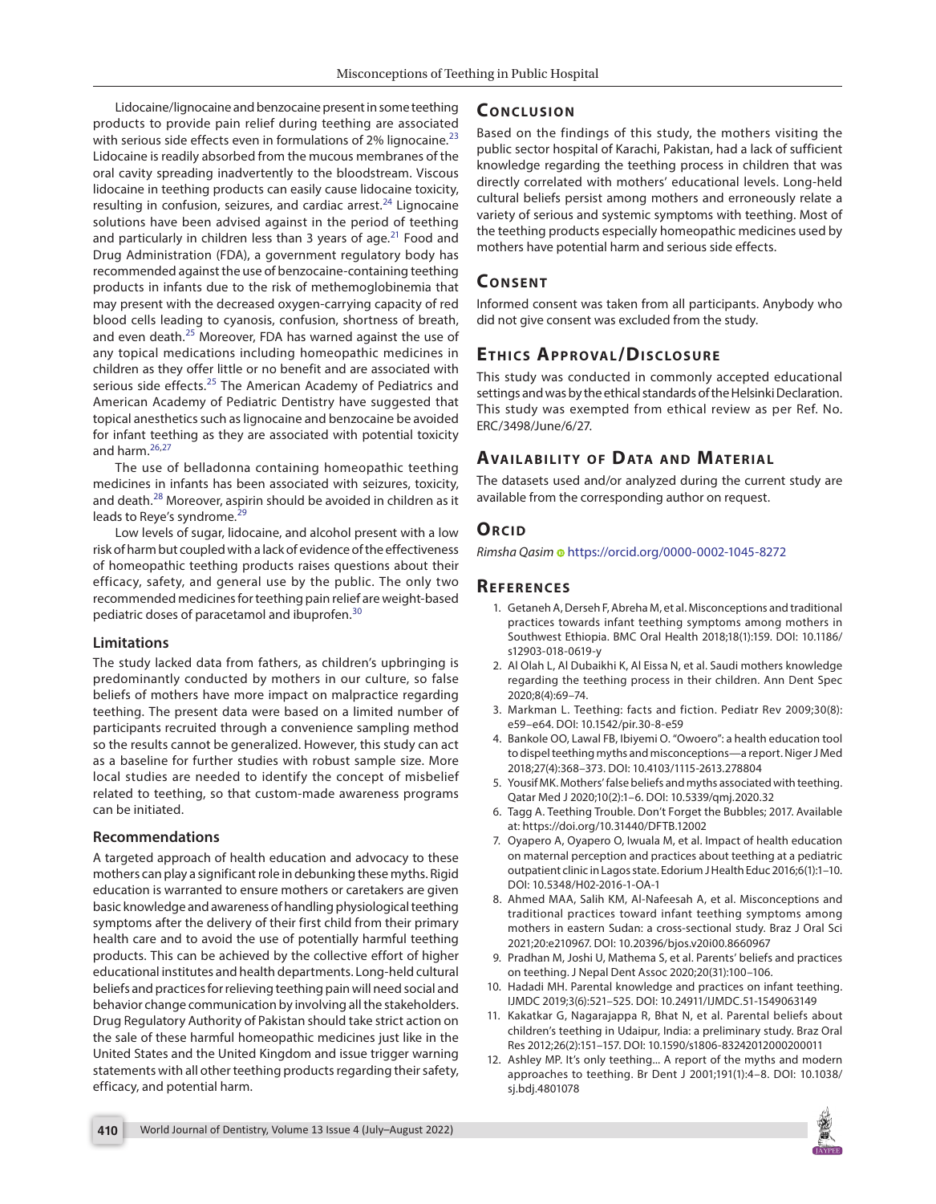Lidocaine/lignocaine and benzocaine present in some teething products to provide pain relief during teething are associated with serious side effects even in formulations of 2% lignocaine.[23] Lidocaine is readily absorbed from the mucous membranes of the oral cavity spreading inadvertently to the bloodstream. Viscous lidocaine in teething products can easily cause lidocaine toxicity, resulting in confusion, seizures, and cardiac arrest.[24] Lignocaine solutions have been advised against in the period of teething and particularly in children less than 3 years of age.[21] Food and Drug Administration (FDA), a government regulatory body has recommended against the use of benzocaine-containing teething products in infants due to the risk of methemoglobinemia that may present with the decreased oxygen-carrying capacity of red blood cells leading to cyanosis, confusion, shortness of breath, and even death.[25] Moreover, FDA has warned against the use of any topical medications including homeopathic medicines in children as they offer little or no benefit and are associated with serious side effects.[25] The American Academy of Pediatrics and American Academy of Pediatric Dentistry have suggested that topical anesthetics such as lignocaine and benzocaine be avoided for infant teething as they are associated with potential toxicity and harm.[26,27]

The use of belladonna containing homeopathic teething medicines in infants has been associated with seizures, toxicity, and death.[28] Moreover, aspirin should be avoided in children as it leads to Reye's syndrome.[29]

Low levels of sugar, lidocaine, and alcohol present with a low risk of harm but coupled with a lack of evidence of the effectiveness of homeopathic teething products raises questions about their efficacy, safety, and general use by the public. The only two recommended medicines for teething pain relief are weight-based pediatric doses of paracetamol and ibuprofen.[30]

### Limitations

The study lacked data from fathers, as children's upbringing is predominantly conducted by mothers in our culture, so false beliefs of mothers have more impact on malpractice regarding teething. The present data were based on a limited number of participants recruited through a convenience sampling method so the results cannot be generalized. However, this study can act as a baseline for further studies with robust sample size. More local studies are needed to identify the concept of misbelief related to teething, so that custom-made awareness programs can be initiated.

### Recommendations

A targeted approach of health education and advocacy to these mothers can play a significant role in debunking these myths. Rigid education is warranted to ensure mothers or caretakers are given basic knowledge and awareness of handling physiological teething symptoms after the delivery of their first child from their primary health care and to avoid the use of potentially harmful teething products. This can be achieved by the collective effort of higher educational institutes and health departments. Long-held cultural beliefs and practices for relieving teething pain will need social and behavior change communication by involving all the stakeholders. Drug Regulatory Authority of Pakistan should take strict action on the sale of these harmful homeopathic medicines just like in the United States and the United Kingdom and issue trigger warning statements with all other teething products regarding their safety, efficacy, and potential harm.

## Conclusion

Based on the findings of this study, the mothers visiting the public sector hospital of Karachi, Pakistan, had a lack of sufficient knowledge regarding the teething process in children that was directly correlated with mothers' educational levels. Long-held cultural beliefs persist among mothers and erroneously relate a variety of serious and systemic symptoms with teething. Most of the teething products especially homeopathic medicines used by mothers have potential harm and serious side effects.

## Consent

Informed consent was taken from all participants. Anybody who did not give consent was excluded from the study.

## Ethics Approval/Disclosure

This study was conducted in commonly accepted educational settings and was by the ethical standards of the Helsinki Declaration. This study was exempted from ethical review as per Ref. No. ERC/3498/June/6/27.

## Availability of Data and Material

The datasets used and/or analyzed during the current study are available from the corresponding author on request.

## Orcid

*Rimsha Qasim* https://orcid.org/0000-0002-1045-8272

## References

1. Getaneh A, Derseh F, Abreha M, et al. Misconceptions and traditional practices towards infant teething symptoms among mothers in Southwest Ethiopia. BMC Oral Health 2018;18(1):159. DOI: 10.1186/s12903-018-0619-y
2. Al Olah L, Al Dubaikhi K, Al Eissa N, et al. Saudi mothers knowledge regarding the teething process in their children. Ann Dent Spec 2020;8(4):69–74.
3. Markman L. Teething: facts and fiction. Pediatr Rev 2009;30(8): e59–e64. DOI: 10.1542/pir.30-8-e59
4. Bankole OO, Lawal FB, Ibiyemi O. "Owoero": a health education tool to dispel teething myths and misconceptions—a report. Niger J Med 2018;27(4):368–373. DOI: 10.4103/1115-2613.278804
5. Yousif MK. Mothers' false beliefs and myths associated with teething. Qatar Med J 2020;10(2):1–6. DOI: 10.5339/qmj.2020.32
6. Tagg A. Teething Trouble. Don't Forget the Bubbles; 2017. Available at: https://doi.org/10.31440/DFTB.12002
7. Oyapero A, Oyapero O, Iwuala M, et al. Impact of health education on maternal perception and practices about teething at a pediatric outpatient clinic in Lagos state. Edorium J Health Educ 2016;6(1):1–10. DOI: 10.5348/H02-2016-1-OA-1
8. Ahmed MAA, Salih KM, Al-Nafeesah A, et al. Misconceptions and traditional practices toward infant teething symptoms among mothers in eastern Sudan: a cross-sectional study. Braz J Oral Sci 2021;20:e210967. DOI: 10.20396/bjos.v20i00.8660967
9. Pradhan M, Joshi U, Mathema S, et al. Parents' beliefs and practices on teething. J Nepal Dent Assoc 2020;20(31):100–106.
10. Hadadi MH. Parental knowledge and practices on infant teething. IJMDC 2019;3(6):521–525. DOI: 10.24911/IJMDC.51-1549063149
11. Kakatkar G, Nagarajappa R, Bhat N, et al. Parental beliefs about children's teething in Udaipur, India: a preliminary study. Braz Oral Res 2012;26(2):151–157. DOI: 10.1590/s1806-83242012000200011
12. Ashley MP. It's only teething... A report of the myths and modern approaches to teething. Br Dent J 2001;191(1):4–8. DOI: 10.1038/sj.bdj.4801078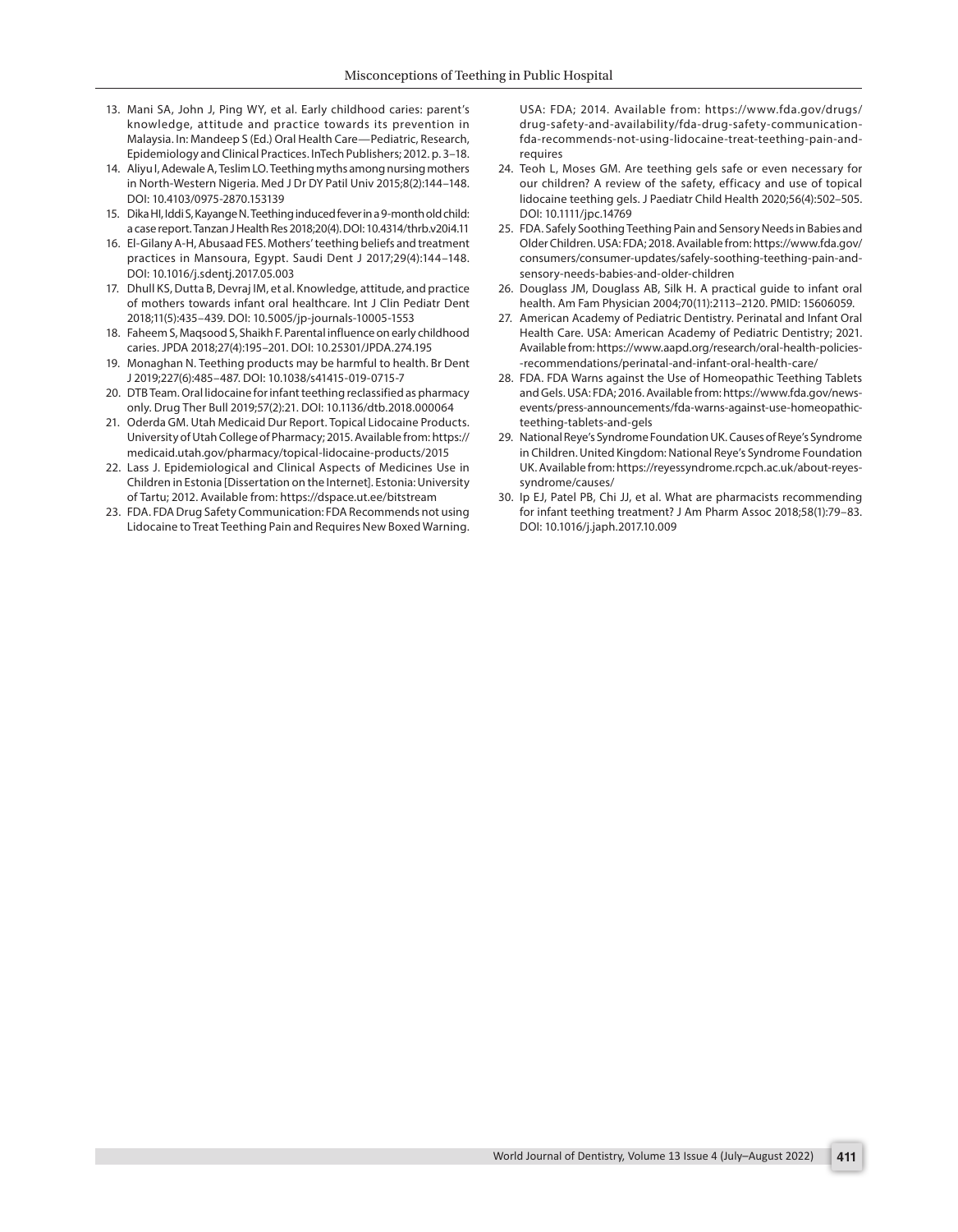13. Mani SA, John J, Ping WY, et al. Early childhood caries: parent's knowledge, attitude and practice towards its prevention in Malaysia. In: Mandeep S (Ed.) Oral Health Care—Pediatric, Research, Epidemiology and Clinical Practices. InTech Publishers; 2012. p. 3–18.
14. Aliyu I, Adewale A, Teslim LO. Teething myths among nursing mothers in North-Western Nigeria. Med J Dr DY Patil Univ 2015;8(2):144–148. DOI: 10.4103/0975-2870.153139
15. Dika HI, Iddi S, Kayange N. Teething induced fever in a 9-month old child: a case report. Tanzan J Health Res 2018;20(4). DOI: 10.4314/thrb.v20i4.11
16. El-Gilany A-H, Abusaad FES. Mothers' teething beliefs and treatment practices in Mansoura, Egypt. Saudi Dent J 2017;29(4):144–148. DOI: 10.1016/j.sdentj.2017.05.003
17. Dhull KS, Dutta B, Devraj IM, et al. Knowledge, attitude, and practice of mothers towards infant oral healthcare. Int J Clin Pediatr Dent 2018;11(5):435–439. DOI: 10.5005/jp-journals-10005-1553
18. Faheem S, Maqsood S, Shaikh F. Parental influence on early childhood caries. JPDA 2018;27(4):195–201. DOI: 10.25301/JPDA.274.195
19. Monaghan N. Teething products may be harmful to health. Br Dent J 2019;227(6):485–487. DOI: 10.1038/s41415-019-0715-7
20. DTB Team. Oral lidocaine for infant teething reclassified as pharmacy only. Drug Ther Bull 2019;57(2):21. DOI: 10.1136/dtb.2018.000064
21. Oderda GM. Utah Medicaid Dur Report. Topical Lidocaine Products. University of Utah College of Pharmacy; 2015. Available from: https://medicaid.utah.gov/pharmacy/topical-lidocaine-products/2015
22. Lass J. Epidemiological and Clinical Aspects of Medicines Use in Children in Estonia [Dissertation on the Internet]. Estonia: University of Tartu; 2012. Available from: https://dspace.ut.ee/bitstream
23. FDA. FDA Drug Safety Communication: FDA Recommends not using Lidocaine to Treat Teething Pain and Requires New Boxed Warning. USA: FDA; 2014. Available from: https://www.fda.gov/drugs/drug-safety-and-availability/fda-drug-safety-communication-fda-recommends-not-using-lidocaine-treat-teething-pain-and-requires
24. Teoh L, Moses GM. Are teething gels safe or even necessary for our children? A review of the safety, efficacy and use of topical lidocaine teething gels. J Paediatr Child Health 2020;56(4):502–505. DOI: 10.1111/jpc.14769
25. FDA. Safely Soothing Teething Pain and Sensory Needs in Babies and Older Children. USA: FDA; 2018. Available from: https://www.fda.gov/consumers/consumer-updates/safely-soothing-teething-pain-and-sensory-needs-babies-and-older-children
26. Douglass JM, Douglass AB, Silk H. A practical guide to infant oral health. Am Fam Physician 2004;70(11):2113–2120. PMID: 15606059.
27. American Academy of Pediatric Dentistry. Perinatal and Infant Oral Health Care. USA: American Academy of Pediatric Dentistry; 2021. Available from: https://www.aapd.org/research/oral-health-policies--recommendations/perinatal-and-infant-oral-health-care/
28. FDA. FDA Warns against the Use of Homeopathic Teething Tablets and Gels. USA: FDA; 2016. Available from: https://www.fda.gov/news-events/press-announcements/fda-warns-against-use-homeopathic-teething-tablets-and-gels
29. National Reye's Syndrome Foundation UK. Causes of Reye's Syndrome in Children. United Kingdom: National Reye's Syndrome Foundation UK. Available from: https://reyessyndrome.rcpch.ac.uk/about-reyes-syndrome/causes/
30. Ip EJ, Patel PB, Chi JJ, et al. What are pharmacists recommending for infant teething treatment? J Am Pharm Assoc 2018;58(1):79–83. DOI: 10.1016/j.japh.2017.10.009